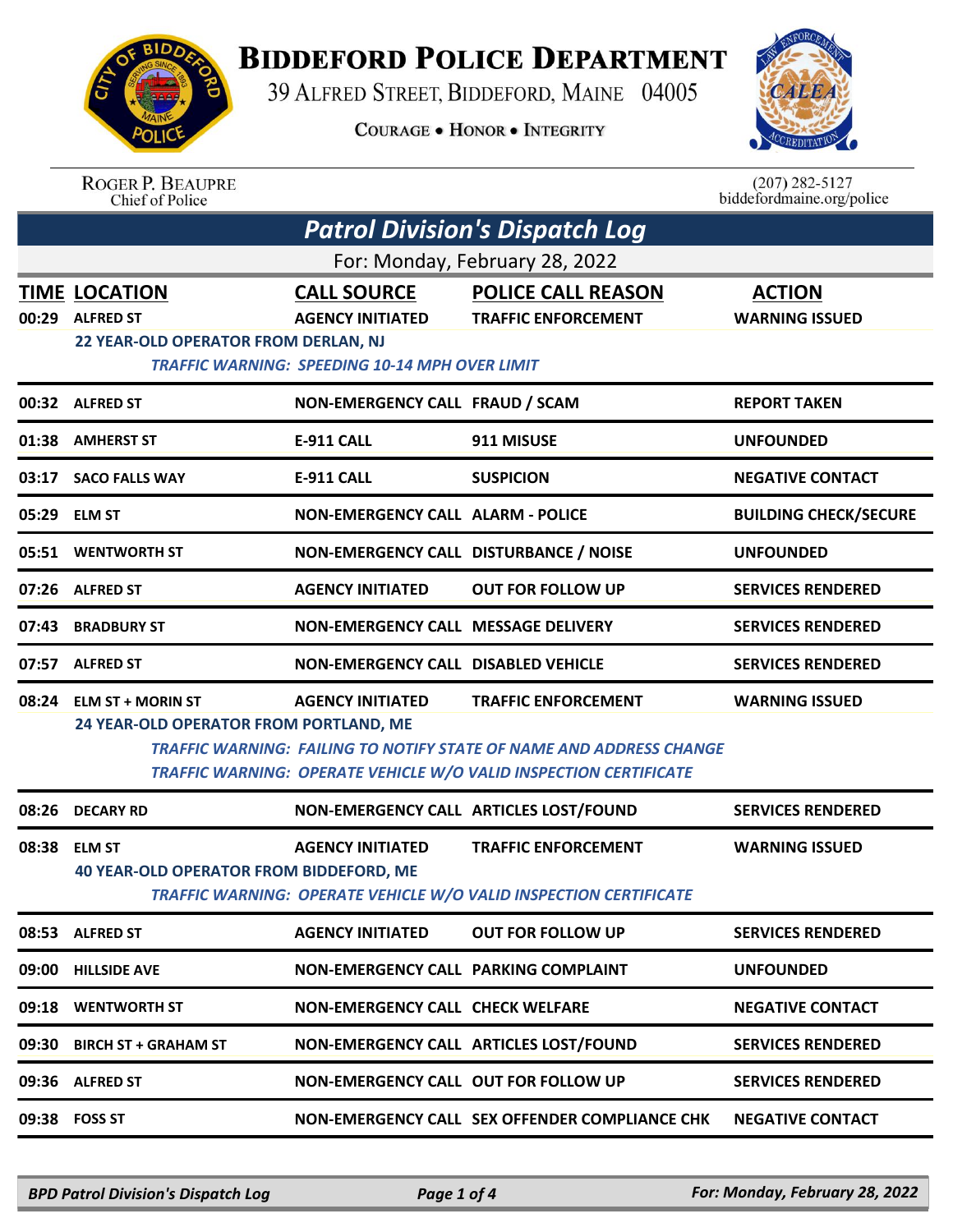# Biddeford Police Department

39 Alfred Street, Biddeford, Maine 04005

Courage • Honor • Integrity

Roger P. Beaupre
Chief of Police

(207) 282-5127
biddefordmaine.org/police

## *Patrol Division's Dispatch Log*

For: Monday, February 28, 2022

| TIME | LOCATION | CALL SOURCE | POLICE CALL REASON | ACTION |
|---|---|---|---|---|
| 00:29 | ALFRED ST | AGENCY INITIATED | TRAFFIC ENFORCEMENT | WARNING ISSUED |
| | 22 YEAR-OLD OPERATOR FROM DERLAN, NJ | | | |
| | *TRAFFIC WARNING: SPEEDING 10-14 MPH OVER LIMIT* | | | |
| 00:32 | ALFRED ST | NON-EMERGENCY CALL | FRAUD / SCAM | REPORT TAKEN |
| 01:38 | AMHERST ST | E-911 CALL | 911 MISUSE | UNFOUNDED |
| 03:17 | SACO FALLS WAY | E-911 CALL | SUSPICION | NEGATIVE CONTACT |
| 05:29 | ELM ST | NON-EMERGENCY CALL | ALARM - POLICE | BUILDING CHECK/SECURE |
| 05:51 | WENTWORTH ST | NON-EMERGENCY CALL | DISTURBANCE / NOISE | UNFOUNDED |
| 07:26 | ALFRED ST | AGENCY INITIATED | OUT FOR FOLLOW UP | SERVICES RENDERED |
| 07:43 | BRADBURY ST | NON-EMERGENCY CALL | MESSAGE DELIVERY | SERVICES RENDERED |
| 07:57 | ALFRED ST | NON-EMERGENCY CALL | DISABLED VEHICLE | SERVICES RENDERED |
| 08:24 | ELM ST + MORIN ST | AGENCY INITIATED | TRAFFIC ENFORCEMENT | WARNING ISSUED |
| | 24 YEAR-OLD OPERATOR FROM PORTLAND, ME | | | |
| | *TRAFFIC WARNING: FAILING TO NOTIFY STATE OF NAME AND ADDRESS CHANGE* | | | |
| | *TRAFFIC WARNING: OPERATE VEHICLE W/O VALID INSPECTION CERTIFICATE* | | | |
| 08:26 | DECARY RD | NON-EMERGENCY CALL | ARTICLES LOST/FOUND | SERVICES RENDERED |
| 08:38 | ELM ST | AGENCY INITIATED | TRAFFIC ENFORCEMENT | WARNING ISSUED |
| | 40 YEAR-OLD OPERATOR FROM BIDDEFORD, ME | | | |
| | *TRAFFIC WARNING: OPERATE VEHICLE W/O VALID INSPECTION CERTIFICATE* | | | |
| 08:53 | ALFRED ST | AGENCY INITIATED | OUT FOR FOLLOW UP | SERVICES RENDERED |
| 09:00 | HILLSIDE AVE | NON-EMERGENCY CALL | PARKING COMPLAINT | UNFOUNDED |
| 09:18 | WENTWORTH ST | NON-EMERGENCY CALL | CHECK WELFARE | NEGATIVE CONTACT |
| 09:30 | BIRCH ST + GRAHAM ST | NON-EMERGENCY CALL | ARTICLES LOST/FOUND | SERVICES RENDERED |
| 09:36 | ALFRED ST | NON-EMERGENCY CALL | OUT FOR FOLLOW UP | SERVICES RENDERED |
| 09:38 | FOSS ST | NON-EMERGENCY CALL | SEX OFFENDER COMPLIANCE CHK | NEGATIVE CONTACT |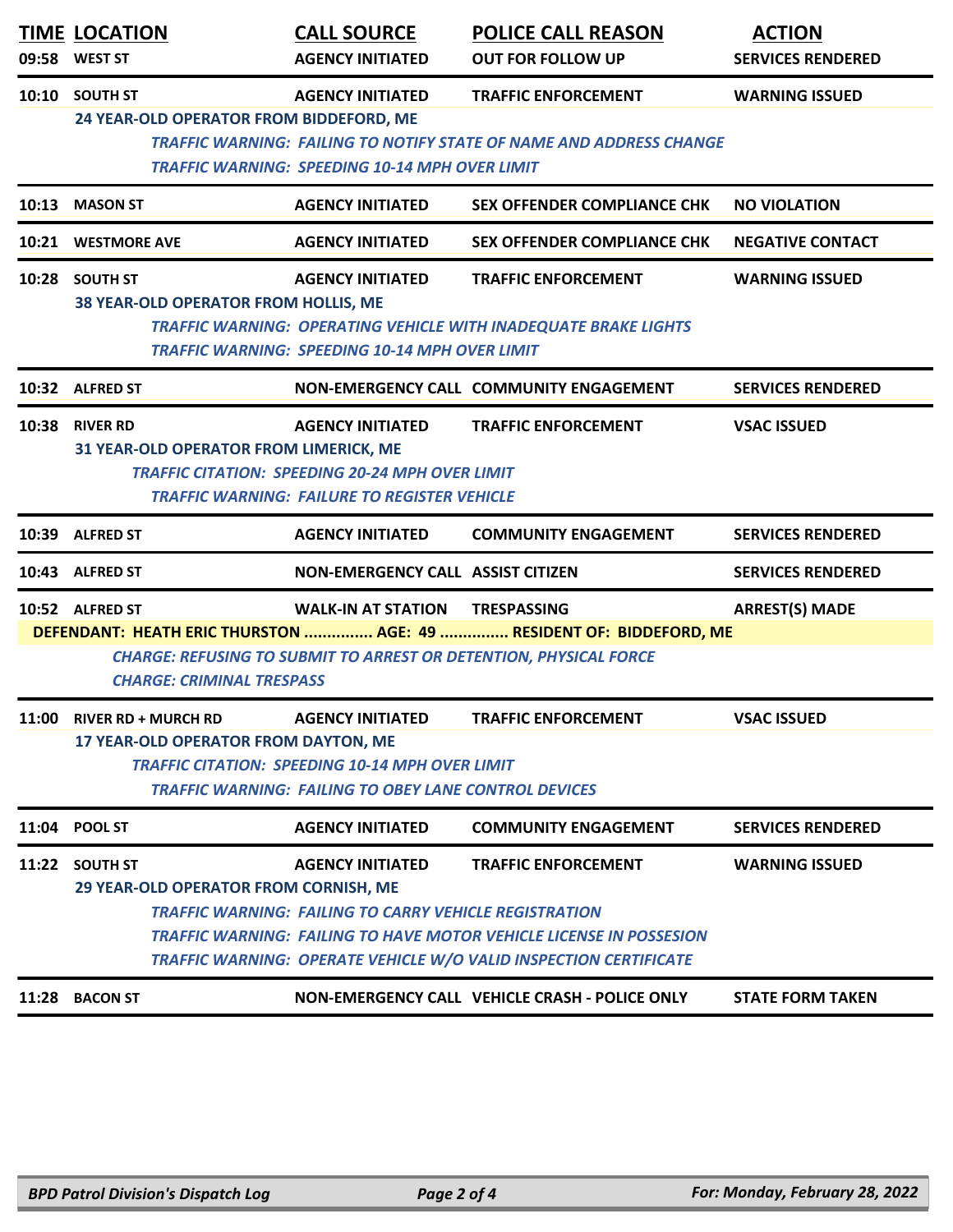| TIME | LOCATION | CALL SOURCE | POLICE CALL REASON | ACTION |
|---|---|---|---|---|
| 09:58 | WEST ST | AGENCY INITIATED | OUT FOR FOLLOW UP | SERVICES RENDERED |
| 10:10 | SOUTH ST | AGENCY INITIATED | TRAFFIC ENFORCEMENT | WARNING ISSUED |
| | 24 YEAR-OLD OPERATOR FROM BIDDEFORD, ME | | | |
| | | *TRAFFIC WARNING: FAILING TO NOTIFY STATE OF NAME AND ADDRESS CHANGE* | | |
| | | *TRAFFIC WARNING: SPEEDING 10-14 MPH OVER LIMIT* | | |
| 10:13 | MASON ST | AGENCY INITIATED | SEX OFFENDER COMPLIANCE CHK | NO VIOLATION |
| 10:21 | WESTMORE AVE | AGENCY INITIATED | SEX OFFENDER COMPLIANCE CHK | NEGATIVE CONTACT |
| 10:28 | SOUTH ST | AGENCY INITIATED | TRAFFIC ENFORCEMENT | WARNING ISSUED |
| | 38 YEAR-OLD OPERATOR FROM HOLLIS, ME | | | |
| | | *TRAFFIC WARNING: OPERATING VEHICLE WITH INADEQUATE BRAKE LIGHTS* | | |
| | | *TRAFFIC WARNING: SPEEDING 10-14 MPH OVER LIMIT* | | |
| 10:32 | ALFRED ST | NON-EMERGENCY CALL | COMMUNITY ENGAGEMENT | SERVICES RENDERED |
| 10:38 | RIVER RD | AGENCY INITIATED | TRAFFIC ENFORCEMENT | VSAC ISSUED |
| | 31 YEAR-OLD OPERATOR FROM LIMERICK, ME | | | |
| | | *TRAFFIC CITATION: SPEEDING 20-24 MPH OVER LIMIT* | | |
| | | *TRAFFIC WARNING: FAILURE TO REGISTER VEHICLE* | | |
| 10:39 | ALFRED ST | AGENCY INITIATED | COMMUNITY ENGAGEMENT | SERVICES RENDERED |
| 10:43 | ALFRED ST | NON-EMERGENCY CALL | ASSIST CITIZEN | SERVICES RENDERED |
| 10:52 | ALFRED ST | WALK-IN AT STATION | TRESPASSING | ARREST(S) MADE |
| | DEFENDANT: HEATH ERIC THURSTON ............... AGE: 49 ............... RESIDENT OF: BIDDEFORD, ME | | | |
| | *CHARGE: REFUSING TO SUBMIT TO ARREST OR DETENTION, PHYSICAL FORCE* | | | |
| | *CHARGE: CRIMINAL TRESPASS* | | | |
| 11:00 | RIVER RD + MURCH RD | AGENCY INITIATED | TRAFFIC ENFORCEMENT | VSAC ISSUED |
| | 17 YEAR-OLD OPERATOR FROM DAYTON, ME | | | |
| | | *TRAFFIC CITATION: SPEEDING 10-14 MPH OVER LIMIT* | | |
| | | *TRAFFIC WARNING: FAILING TO OBEY LANE CONTROL DEVICES* | | |
| 11:04 | POOL ST | AGENCY INITIATED | COMMUNITY ENGAGEMENT | SERVICES RENDERED |
| 11:22 | SOUTH ST | AGENCY INITIATED | TRAFFIC ENFORCEMENT | WARNING ISSUED |
| | 29 YEAR-OLD OPERATOR FROM CORNISH, ME | | | |
| | | *TRAFFIC WARNING: FAILING TO CARRY VEHICLE REGISTRATION* | | |
| | | *TRAFFIC WARNING: FAILING TO HAVE MOTOR VEHICLE LICENSE IN POSSESION* | | |
| | | *TRAFFIC WARNING: OPERATE VEHICLE W/O VALID INSPECTION CERTIFICATE* | | |
| 11:28 | BACON ST | NON-EMERGENCY CALL | VEHICLE CRASH - POLICE ONLY | STATE FORM TAKEN |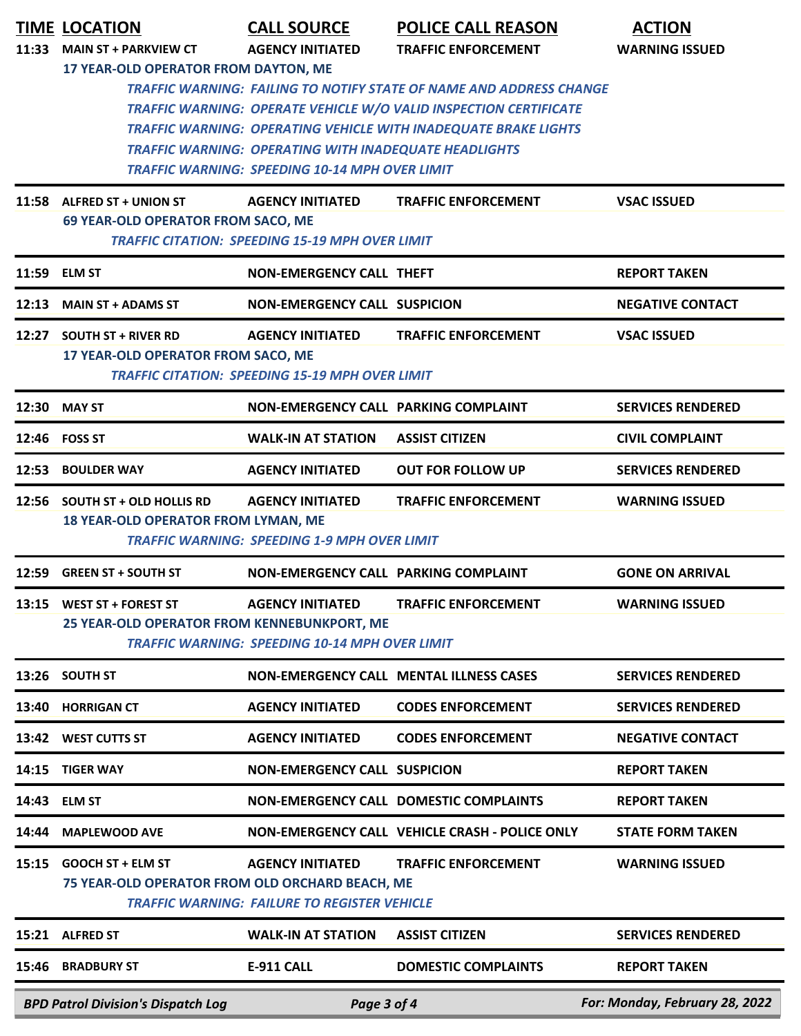| TIME | LOCATION | CALL SOURCE | POLICE CALL REASON | ACTION |
|---|---|---|---|---|
| 11:33 | MAIN ST + PARKVIEW CT | AGENCY INITIATED | TRAFFIC ENFORCEMENT | WARNING ISSUED |
| | 17 YEAR-OLD OPERATOR FROM DAYTON, ME | | | |
| | | *TRAFFIC WARNING: FAILING TO NOTIFY STATE OF NAME AND ADDRESS CHANGE* | | |
| | | *TRAFFIC WARNING: OPERATE VEHICLE W/O VALID INSPECTION CERTIFICATE* | | |
| | | *TRAFFIC WARNING: OPERATING VEHICLE WITH INADEQUATE BRAKE LIGHTS* | | |
| | | *TRAFFIC WARNING: OPERATING WITH INADEQUATE HEADLIGHTS* | | |
| | | *TRAFFIC WARNING: SPEEDING 10-14 MPH OVER LIMIT* | | |
| 11:58 | ALFRED ST + UNION ST | AGENCY INITIATED | TRAFFIC ENFORCEMENT | VSAC ISSUED |
| | 69 YEAR-OLD OPERATOR FROM SACO, ME | | | |
| | *TRAFFIC CITATION: SPEEDING 15-19 MPH OVER LIMIT* | | | |
| 11:59 | ELM ST | NON-EMERGENCY CALL | THEFT | REPORT TAKEN |
| 12:13 | MAIN ST + ADAMS ST | NON-EMERGENCY CALL | SUSPICION | NEGATIVE CONTACT |
| 12:27 | SOUTH ST + RIVER RD | AGENCY INITIATED | TRAFFIC ENFORCEMENT | VSAC ISSUED |
| | 17 YEAR-OLD OPERATOR FROM SACO, ME | | | |
| | *TRAFFIC CITATION: SPEEDING 15-19 MPH OVER LIMIT* | | | |
| 12:30 | MAY ST | NON-EMERGENCY CALL | PARKING COMPLAINT | SERVICES RENDERED |
| 12:46 | FOSS ST | WALK-IN AT STATION | ASSIST CITIZEN | CIVIL COMPLAINT |
| 12:53 | BOULDER WAY | AGENCY INITIATED | OUT FOR FOLLOW UP | SERVICES RENDERED |
| 12:56 | SOUTH ST + OLD HOLLIS RD | AGENCY INITIATED | TRAFFIC ENFORCEMENT | WARNING ISSUED |
| | 18 YEAR-OLD OPERATOR FROM LYMAN, ME | | | |
| | | *TRAFFIC WARNING: SPEEDING 1-9 MPH OVER LIMIT* | | |
| 12:59 | GREEN ST + SOUTH ST | NON-EMERGENCY CALL | PARKING COMPLAINT | GONE ON ARRIVAL |
| 13:15 | WEST ST + FOREST ST | AGENCY INITIATED | TRAFFIC ENFORCEMENT | WARNING ISSUED |
| | 25 YEAR-OLD OPERATOR FROM KENNEBUNKPORT, ME | | | |
| | | *TRAFFIC WARNING: SPEEDING 10-14 MPH OVER LIMIT* | | |
| 13:26 | SOUTH ST | NON-EMERGENCY CALL | MENTAL ILLNESS CASES | SERVICES RENDERED |
| 13:40 | HORRIGAN CT | AGENCY INITIATED | CODES ENFORCEMENT | SERVICES RENDERED |
| 13:42 | WEST CUTTS ST | AGENCY INITIATED | CODES ENFORCEMENT | NEGATIVE CONTACT |
| 14:15 | TIGER WAY | NON-EMERGENCY CALL | SUSPICION | REPORT TAKEN |
| 14:43 | ELM ST | NON-EMERGENCY CALL | DOMESTIC COMPLAINTS | REPORT TAKEN |
| 14:44 | MAPLEWOOD AVE | NON-EMERGENCY CALL | VEHICLE CRASH - POLICE ONLY | STATE FORM TAKEN |
| 15:15 | GOOCH ST + ELM ST | AGENCY INITIATED | TRAFFIC ENFORCEMENT | WARNING ISSUED |
| | 75 YEAR-OLD OPERATOR FROM OLD ORCHARD BEACH, ME | | | |
| | | *TRAFFIC WARNING: FAILURE TO REGISTER VEHICLE* | | |
| 15:21 | ALFRED ST | WALK-IN AT STATION | ASSIST CITIZEN | SERVICES RENDERED |
| 15:46 | BRADBURY ST | E-911 CALL | DOMESTIC COMPLAINTS | REPORT TAKEN |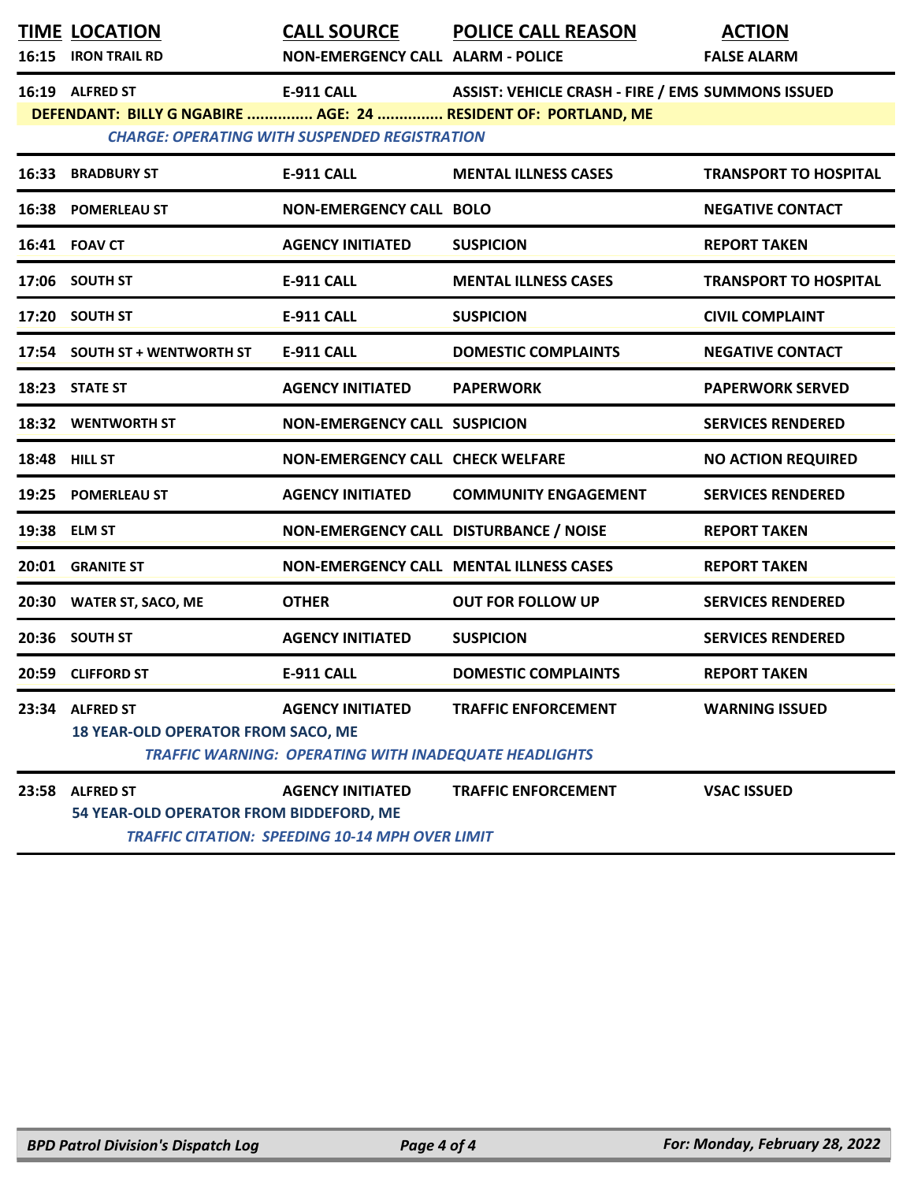| TIME | LOCATION | CALL SOURCE | POLICE CALL REASON | ACTION |
|---|---|---|---|---|
| 16:15 | IRON TRAIL RD | NON-EMERGENCY CALL | ALARM - POLICE | FALSE ALARM |
| 16:19 | ALFRED ST | E-911 CALL | ASSIST: VEHICLE CRASH - FIRE / EMS | SUMMONS ISSUED |
| | DEFENDANT: BILLY G NGABIRE ............... AGE: 24 ............... RESIDENT OF: PORTLAND, ME | | | |
| | *CHARGE: OPERATING WITH SUSPENDED REGISTRATION* | | | |
| 16:33 | BRADBURY ST | E-911 CALL | MENTAL ILLNESS CASES | TRANSPORT TO HOSPITAL |
| 16:38 | POMERLEAU ST | NON-EMERGENCY CALL | BOLO | NEGATIVE CONTACT |
| 16:41 | FOAV CT | AGENCY INITIATED | SUSPICION | REPORT TAKEN |
| 17:06 | SOUTH ST | E-911 CALL | MENTAL ILLNESS CASES | TRANSPORT TO HOSPITAL |
| 17:20 | SOUTH ST | E-911 CALL | SUSPICION | CIVIL COMPLAINT |
| 17:54 | SOUTH ST + WENTWORTH ST | E-911 CALL | DOMESTIC COMPLAINTS | NEGATIVE CONTACT |
| 18:23 | STATE ST | AGENCY INITIATED | PAPERWORK | PAPERWORK SERVED |
| 18:32 | WENTWORTH ST | NON-EMERGENCY CALL | SUSPICION | SERVICES RENDERED |
| 18:48 | HILL ST | NON-EMERGENCY CALL | CHECK WELFARE | NO ACTION REQUIRED |
| 19:25 | POMERLEAU ST | AGENCY INITIATED | COMMUNITY ENGAGEMENT | SERVICES RENDERED |
| 19:38 | ELM ST | NON-EMERGENCY CALL | DISTURBANCE / NOISE | REPORT TAKEN |
| 20:01 | GRANITE ST | NON-EMERGENCY CALL | MENTAL ILLNESS CASES | REPORT TAKEN |
| 20:30 | WATER ST, SACO, ME | OTHER | OUT FOR FOLLOW UP | SERVICES RENDERED |
| 20:36 | SOUTH ST | AGENCY INITIATED | SUSPICION | SERVICES RENDERED |
| 20:59 | CLIFFORD ST | E-911 CALL | DOMESTIC COMPLAINTS | REPORT TAKEN |
| 23:34 | ALFRED ST | AGENCY INITIATED | TRAFFIC ENFORCEMENT | WARNING ISSUED |
| | 18 YEAR-OLD OPERATOR FROM SACO, ME | | | |
| | *TRAFFIC WARNING: OPERATING WITH INADEQUATE HEADLIGHTS* | | | |
| 23:58 | ALFRED ST | AGENCY INITIATED | TRAFFIC ENFORCEMENT | VSAC ISSUED |
| | 54 YEAR-OLD OPERATOR FROM BIDDEFORD, ME | | | |
| | *TRAFFIC CITATION: SPEEDING 10-14 MPH OVER LIMIT* | | | |

*BPD Patrol Division's Dispatch Log* — *For: Monday, February 28, 2022*